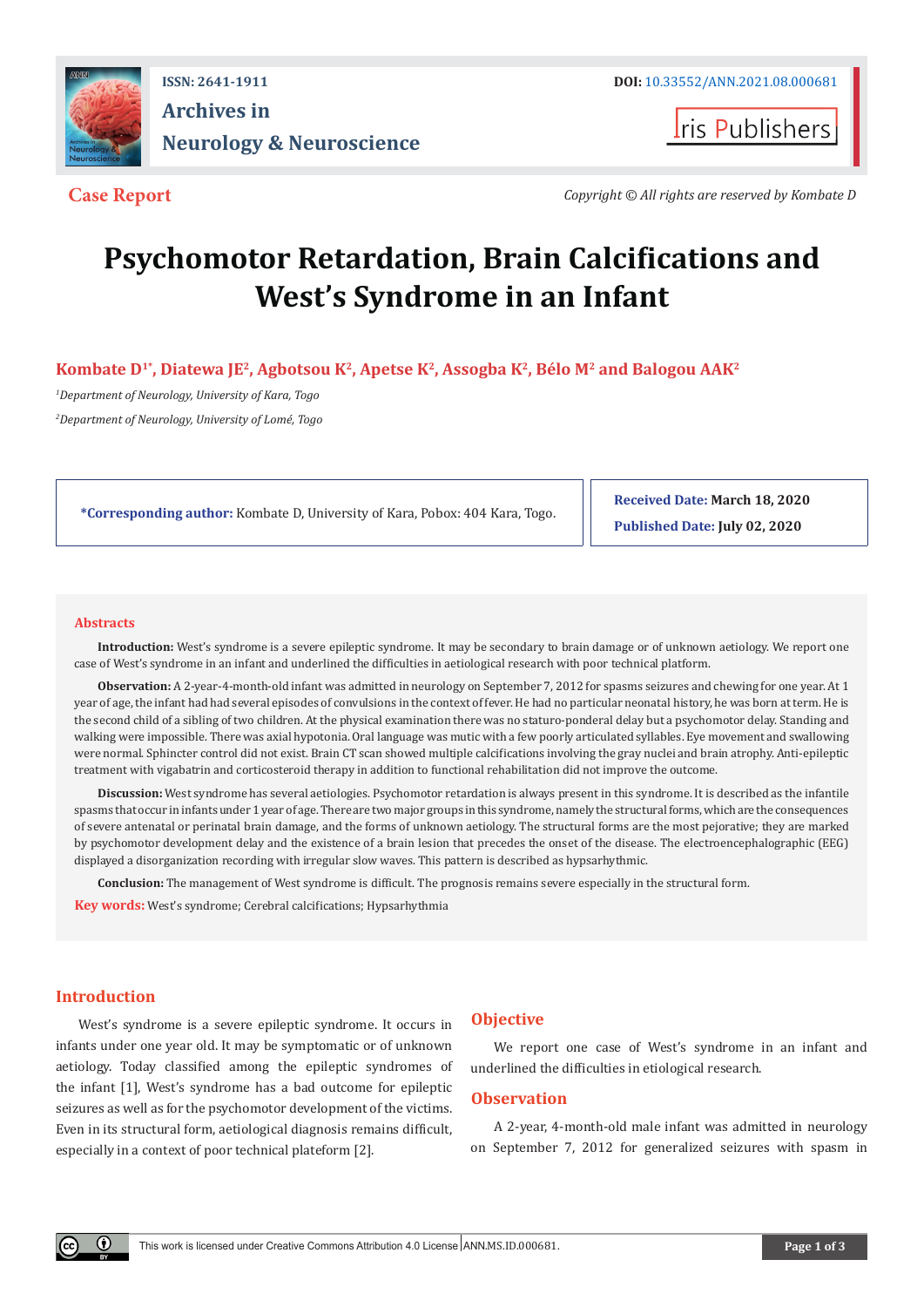ISSN: 2641-1911

DOI: 10.33552/ANN.2021.08.000681

**Archives in Neurology & Neuroscience**

Iris Publishers

**Case Report**

*Copyright © All rights are reserved by Kombate D*

# Psychomotor Retardation, Brain Calcifications and West's Syndrome in an Infant

**Kombate D[1*], Diatewa JE[2], Agbotsou K[2], Apetse K[2], Assogba K[2], Bélo M[2] and Balogou AAK[2]**

[1]*Department of Neurology, University of Kara, Togo*

[2]*Department of Neurology, University of Lomé, Togo*

***Corresponding author:** Kombate D, University of Kara, Pobox: 404 Kara, Togo.

**Received Date:** March 18, 2020

**Published Date:** July 02, 2020

## Abstracts

**Introduction:** West's syndrome is a severe epileptic syndrome. It may be secondary to brain damage or of unknown aetiology. We report one case of West's syndrome in an infant and underlined the difficulties in aetiological research with poor technical platform.

**Observation:** A 2-year-4-month-old infant was admitted in neurology on September 7, 2012 for spasms seizures and chewing for one year. At 1 year of age, the infant had had several episodes of convulsions in the context of fever. He had no particular neonatal history, he was born at term. He is the second child of a sibling of two children. At the physical examination there was no staturo-ponderal delay but a psychomotor delay. Standing and walking were impossible. There was axial hypotonia. Oral language was mutic with a few poorly articulated syllables. Eye movement and swallowing were normal. Sphincter control did not exist. Brain CT scan showed multiple calcifications involving the gray nuclei and brain atrophy. Anti-epileptic treatment with vigabatrin and corticosteroid therapy in addition to functional rehabilitation did not improve the outcome.

**Discussion:** West syndrome has several aetiologies. Psychomotor retardation is always present in this syndrome. It is described as the infantile spasms that occur in infants under 1 year of age. There are two major groups in this syndrome, namely the structural forms, which are the consequences of severe antenatal or perinatal brain damage, and the forms of unknown aetiology. The structural forms are the most pejorative; they are marked by psychomotor development delay and the existence of a brain lesion that precedes the onset of the disease. The electroencephalographic (EEG) displayed a disorganization recording with irregular slow waves. This pattern is described as hypsarhythmic.

**Conclusion:** The management of West syndrome is difficult. The prognosis remains severe especially in the structural form.

**Key words:** West's syndrome; Cerebral calcifications; Hypsarhythmia

## Introduction

West's syndrome is a severe epileptic syndrome. It occurs in infants under one year old. It may be symptomatic or of unknown aetiology. Today classified among the epileptic syndromes of the infant [1], West's syndrome has a bad outcome for epileptic seizures as well as for the psychomotor development of the victims. Even in its structural form, aetiological diagnosis remains difficult, especially in a context of poor technical plateform [2].

## Objective

We report one case of West's syndrome in an infant and underlined the difficulties in etiological research.

## Observation

A 2-year, 4-month-old male infant was admitted in neurology on September 7, 2012 for generalized seizures with spasm in

This work is licensed under Creative Commons Attribution 4.0 License ANN.MS.ID.000681.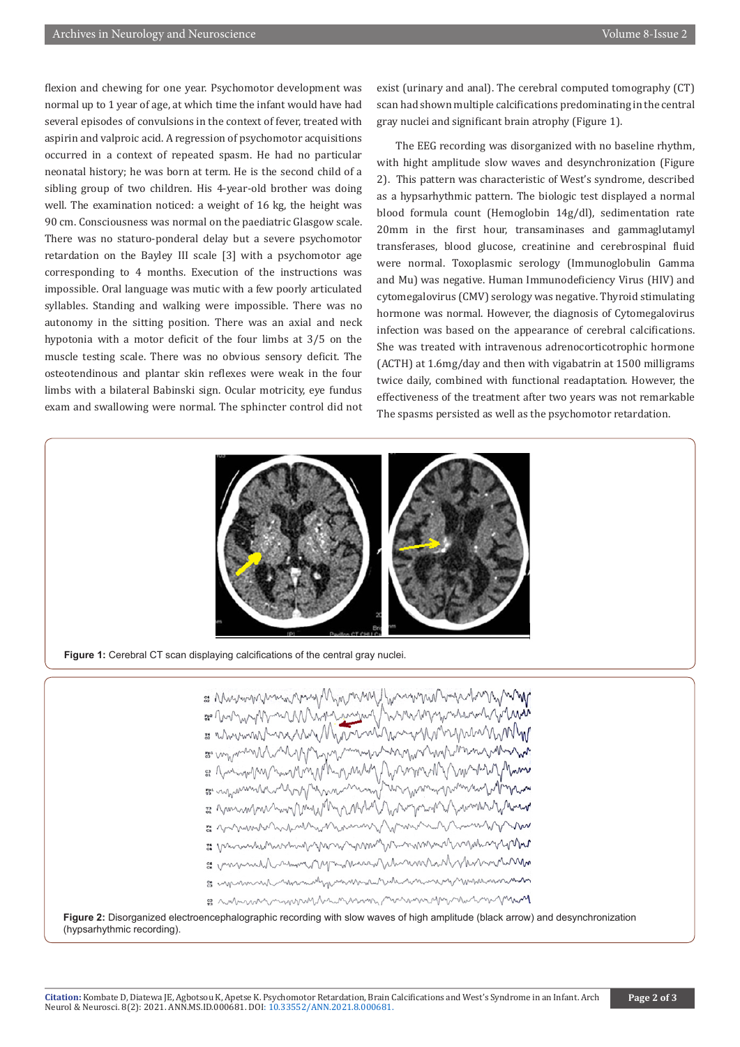flexion and chewing for one year. Psychomotor development was normal up to 1 year of age, at which time the infant would have had several episodes of convulsions in the context of fever, treated with aspirin and valproic acid. A regression of psychomotor acquisitions occurred in a context of repeated spasm. He had no particular neonatal history; he was born at term. He is the second child of a sibling group of two children. His 4-year-old brother was doing well. The examination noticed: a weight of 16 kg, the height was 90 cm. Consciousness was normal on the paediatric Glasgow scale. There was no staturo-ponderal delay but a severe psychomotor retardation on the Bayley III scale [3] with a psychomotor age corresponding to 4 months. Execution of the instructions was impossible. Oral language was mutic with a few poorly articulated syllables. Standing and walking were impossible. There was no autonomy in the sitting position. There was an axial and neck hypotonia with a motor deficit of the four limbs at 3/5 on the muscle testing scale. There was no obvious sensory deficit. The osteotendinous and plantar skin reflexes were weak in the four limbs with a bilateral Babinski sign. Ocular motricity, eye fundus exam and swallowing were normal. The sphincter control did not exist (urinary and anal). The cerebral computed tomography (CT) scan had shown multiple calcifications predominating in the central gray nuclei and significant brain atrophy (Figure 1).

The EEG recording was disorganized with no baseline rhythm, with hight amplitude slow waves and desynchronization (Figure 2). This pattern was characteristic of West's syndrome, described as a hypsarhythmic pattern. The biologic test displayed a normal blood formula count (Hemoglobin 14g/dl), sedimentation rate 20mm in the first hour, transaminases and gammaglutamyl transferases, blood glucose, creatinine and cerebrospinal fluid were normal. Toxoplasmic serology (Immunoglobulin Gamma and Mu) was negative. Human Immunodeficiency Virus (HIV) and cytomegalovirus (CMV) serology was negative. Thyroid stimulating hormone was normal. However, the diagnosis of Cytomegalovirus infection was based on the appearance of cerebral calcifications. She was treated with intravenous adrenocorticotrophic hormone (ACTH) at 1.6mg/day and then with vigabatrin at 1500 milligrams twice daily, combined with functional readaptation. However, the effectiveness of the treatment after two years was not remarkable The spasms persisted as well as the psychomotor retardation.

**Figure 1:** Cerebral CT scan displaying calcifications of the central gray nuclei.

**Figure 2:** Disorganized electroencephalographic recording with slow waves of high amplitude (black arrow) and desynchronization (hypsarhythmic recording).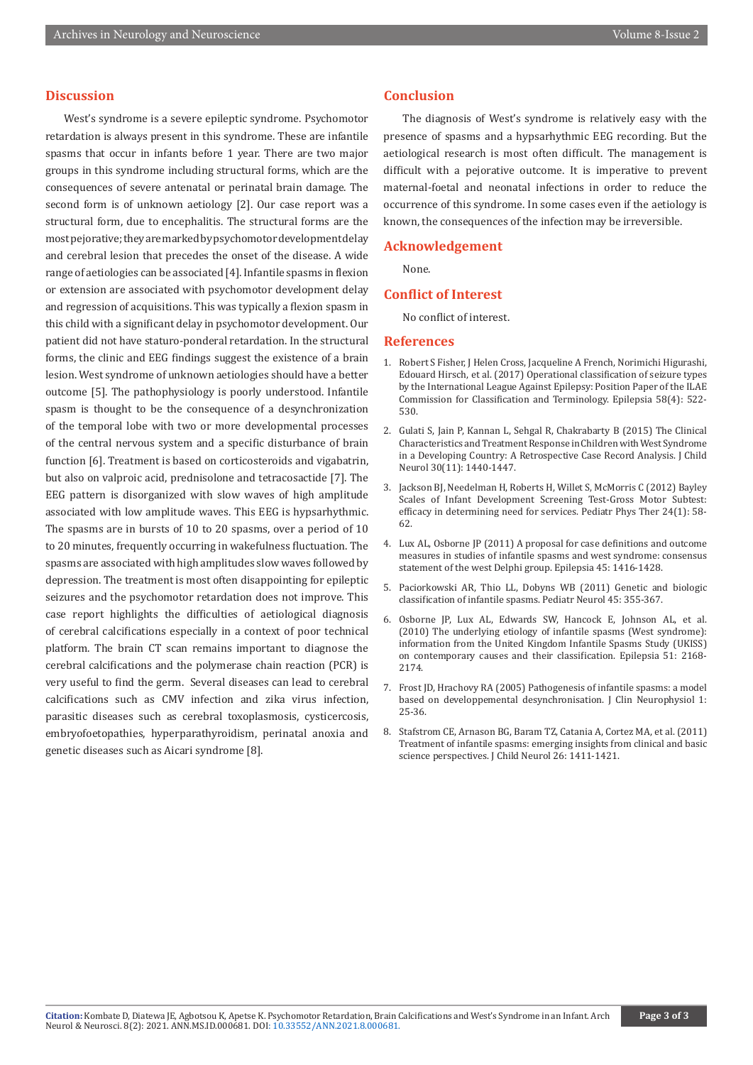## Discussion

West's syndrome is a severe epileptic syndrome. Psychomotor retardation is always present in this syndrome. These are infantile spasms that occur in infants before 1 year. There are two major groups in this syndrome including structural forms, which are the consequences of severe antenatal or perinatal brain damage. The second form is of unknown aetiology [2]. Our case report was a structural form, due to encephalitis. The structural forms are the most pejorative; they are marked by psychomotor development delay and cerebral lesion that precedes the onset of the disease. A wide range of aetiologies can be associated [4]. Infantile spasms in flexion or extension are associated with psychomotor development delay and regression of acquisitions. This was typically a flexion spasm in this child with a significant delay in psychomotor development. Our patient did not have staturo-ponderal retardation. In the structural forms, the clinic and EEG findings suggest the existence of a brain lesion. West syndrome of unknown aetiologies should have a better outcome [5]. The pathophysiology is poorly understood. Infantile spasm is thought to be the consequence of a desynchronization of the temporal lobe with two or more developmental processes of the central nervous system and a specific disturbance of brain function [6]. Treatment is based on corticosteroids and vigabatrin, but also on valproic acid, prednisolone and tetracosactide [7]. The EEG pattern is disorganized with slow waves of high amplitude associated with low amplitude waves. This EEG is hypsarhythmic. The spasms are in bursts of 10 to 20 spasms, over a period of 10 to 20 minutes, frequently occurring in wakefulness fluctuation. The spasms are associated with high amplitudes slow waves followed by depression. The treatment is most often disappointing for epileptic seizures and the psychomotor retardation does not improve. This case report highlights the difficulties of aetiological diagnosis of cerebral calcifications especially in a context of poor technical platform. The brain CT scan remains important to diagnose the cerebral calcifications and the polymerase chain reaction (PCR) is very useful to find the germ. Several diseases can lead to cerebral calcifications such as CMV infection and zika virus infection, parasitic diseases such as cerebral toxoplasmosis, cysticercosis, embryofoetopathies, hyperparathyroidism, perinatal anoxia and genetic diseases such as Aicari syndrome [8].

## Conclusion

The diagnosis of West's syndrome is relatively easy with the presence of spasms and a hypsarhythmic EEG recording. But the aetiological research is most often difficult. The management is difficult with a pejorative outcome. It is imperative to prevent maternal-foetal and neonatal infections in order to reduce the occurrence of this syndrome. In some cases even if the aetiology is known, the consequences of the infection may be irreversible.

## Acknowledgement

None.

## Conflict of Interest

No conflict of interest.

## References

1. Robert S Fisher, J Helen Cross, Jacqueline A French, Norimichi Higurashi, Edouard Hirsch, et al. (2017) Operational classification of seizure types by the International League Against Epilepsy: Position Paper of the ILAE Commission for Classification and Terminology. Epilepsia 58(4): 522-530.
2. Gulati S, Jain P, Kannan L, Sehgal R, Chakrabarty B (2015) The Clinical Characteristics and Treatment Response in Children with West Syndrome in a Developing Country: A Retrospective Case Record Analysis. J Child Neurol 30(11): 1440-1447.
3. Jackson BJ, Needelman H, Roberts H, Willet S, McMorris C (2012) Bayley Scales of Infant Development Screening Test-Gross Motor Subtest: efficacy in determining need for services. Pediatr Phys Ther 24(1): 58-62.
4. Lux AL, Osborne JP (2011) A proposal for case definitions and outcome measures in studies of infantile spasms and west syndrome: consensus statement of the west Delphi group. Epilepsia 45: 1416-1428.
5. Paciorkowski AR, Thio LL, Dobyns WB (2011) Genetic and biologic classification of infantile spasms. Pediatr Neurol 45: 355-367.
6. Osborne JP, Lux AL, Edwards SW, Hancock E, Johnson AL, et al. (2010) The underlying etiology of infantile spasms (West syndrome): information from the United Kingdom Infantile Spasms Study (UKISS) on contemporary causes and their classification. Epilepsia 51: 2168-2174.
7. Frost JD, Hrachovy RA (2005) Pathogenesis of infantile spasms: a model based on developpemental desynchronisation. J Clin Neurophysiol 1: 25-36.
8. Stafstrom CE, Arnason BG, Baram TZ, Catania A, Cortez MA, et al. (2011) Treatment of infantile spasms: emerging insights from clinical and basic science perspectives. J Child Neurol 26: 1411-1421.